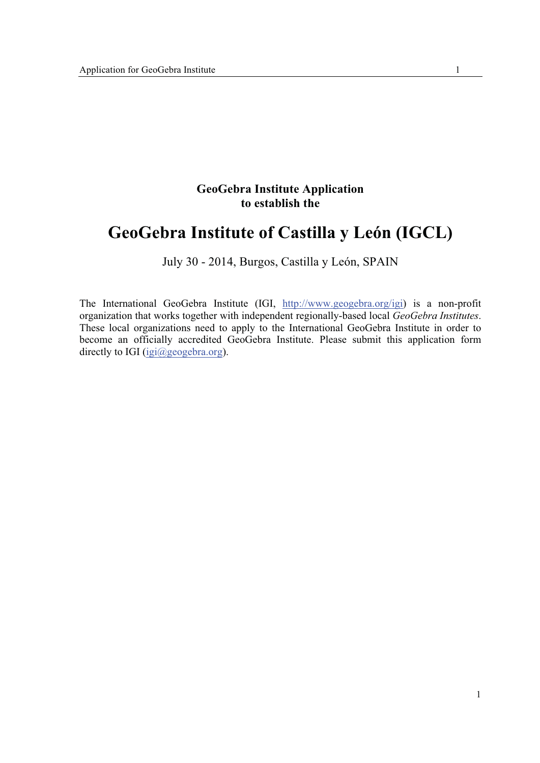**GeoGebra Institute Application**
**to establish the**

# GeoGebra Institute of Castilla y León (IGCL)

July 30 - 2014, Burgos, Castilla y León, SPAIN

The International GeoGebra Institute (IGI, http://www.geogebra.org/igi) is a non-profit organization that works together with independent regionally-based local *GeoGebra Institutes*. These local organizations need to apply to the International GeoGebra Institute in order to become an officially accredited GeoGebra Institute. Please submit this application form directly to IGI (igi@geogebra.org).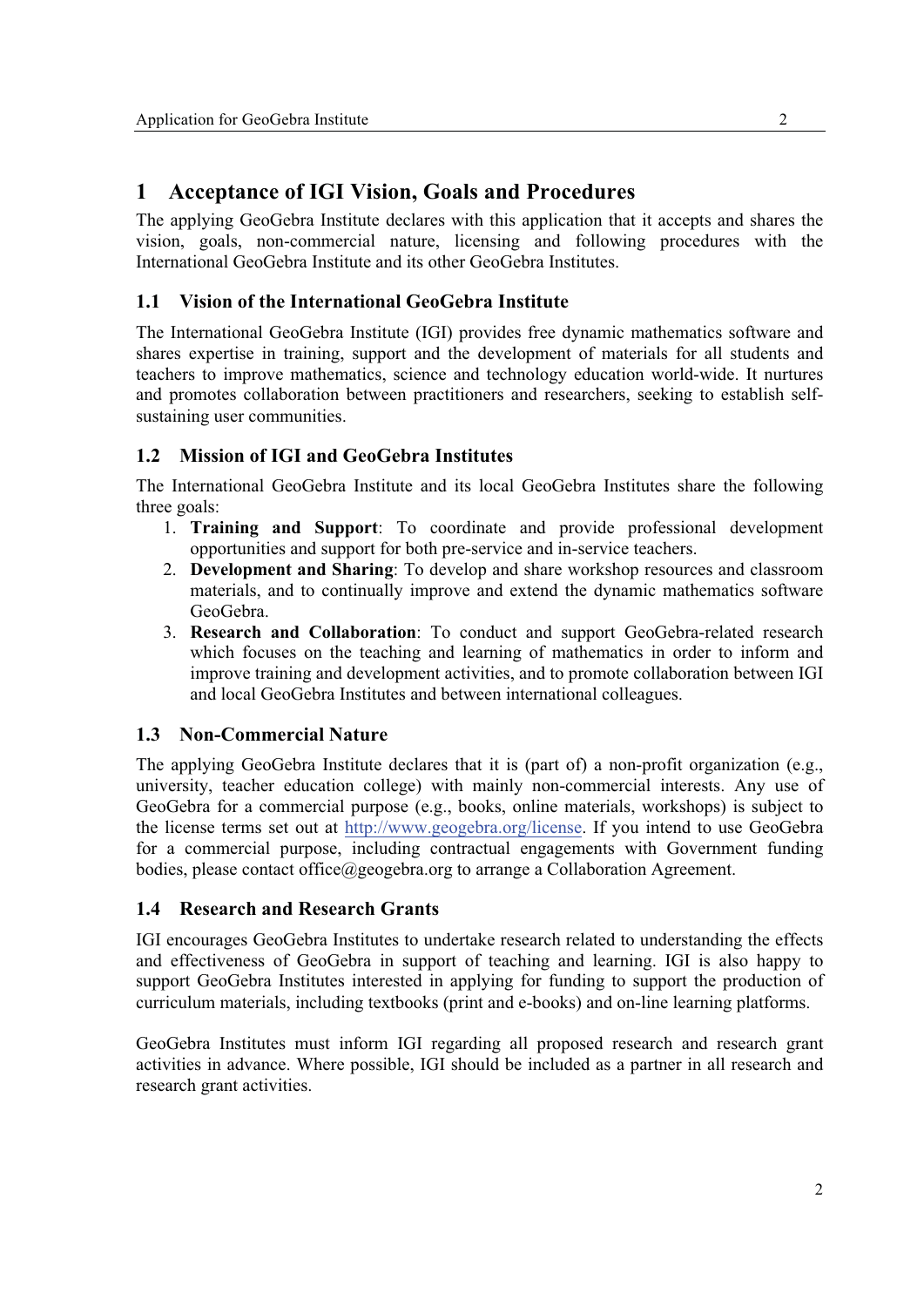# 1 Acceptance of IGI Vision, Goals and Procedures

The applying GeoGebra Institute declares with this application that it accepts and shares the vision, goals, non-commercial nature, licensing and following procedures with the International GeoGebra Institute and its other GeoGebra Institutes.

## 1.1 Vision of the International GeoGebra Institute

The International GeoGebra Institute (IGI) provides free dynamic mathematics software and shares expertise in training, support and the development of materials for all students and teachers to improve mathematics, science and technology education world-wide. It nurtures and promotes collaboration between practitioners and researchers, seeking to establish self-sustaining user communities.

## 1.2 Mission of IGI and GeoGebra Institutes

The International GeoGebra Institute and its local GeoGebra Institutes share the following three goals:

1. **Training and Support**: To coordinate and provide professional development opportunities and support for both pre-service and in-service teachers.
2. **Development and Sharing**: To develop and share workshop resources and classroom materials, and to continually improve and extend the dynamic mathematics software GeoGebra.
3. **Research and Collaboration**: To conduct and support GeoGebra-related research which focuses on the teaching and learning of mathematics in order to inform and improve training and development activities, and to promote collaboration between IGI and local GeoGebra Institutes and between international colleagues.

## 1.3 Non-Commercial Nature

The applying GeoGebra Institute declares that it is (part of) a non-profit organization (e.g., university, teacher education college) with mainly non-commercial interests. Any use of GeoGebra for a commercial purpose (e.g., books, online materials, workshops) is subject to the license terms set out at http://www.geogebra.org/license. If you intend to use GeoGebra for a commercial purpose, including contractual engagements with Government funding bodies, please contact office@geogebra.org to arrange a Collaboration Agreement.

## 1.4 Research and Research Grants

IGI encourages GeoGebra Institutes to undertake research related to understanding the effects and effectiveness of GeoGebra in support of teaching and learning. IGI is also happy to support GeoGebra Institutes interested in applying for funding to support the production of curriculum materials, including textbooks (print and e-books) and on-line learning platforms.

GeoGebra Institutes must inform IGI regarding all proposed research and research grant activities in advance. Where possible, IGI should be included as a partner in all research and research grant activities.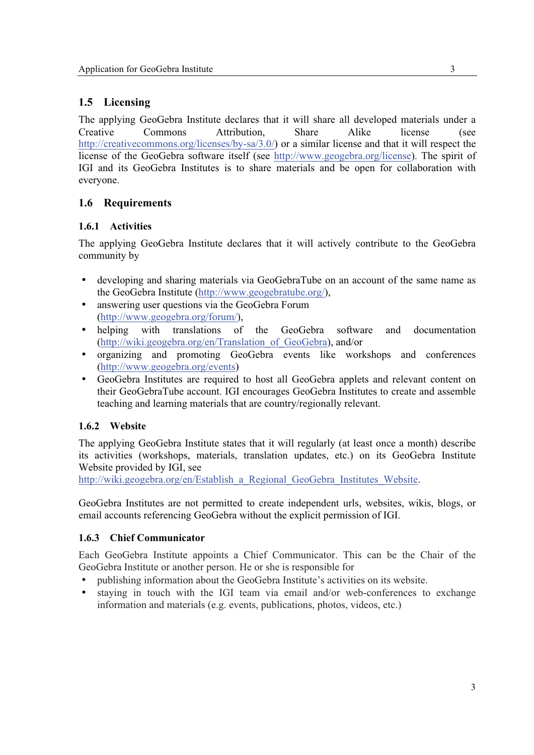## 1.5 Licensing

The applying GeoGebra Institute declares that it will share all developed materials under a Creative Commons Attribution, Share Alike license (see http://creativecommons.org/licenses/by-sa/3.0/) or a similar license and that it will respect the license of the GeoGebra software itself (see http://www.geogebra.org/license). The spirit of IGI and its GeoGebra Institutes is to share materials and be open for collaboration with everyone.

## 1.6 Requirements

### 1.6.1 Activities

The applying GeoGebra Institute declares that it will actively contribute to the GeoGebra community by

- developing and sharing materials via GeoGebraTube on an account of the same name as the GeoGebra Institute (http://www.geogebratube.org/),
- answering user questions via the GeoGebra Forum (http://www.geogebra.org/forum/),
- helping with translations of the GeoGebra software and documentation (http://wiki.geogebra.org/en/Translation_of_GeoGebra), and/or
- organizing and promoting GeoGebra events like workshops and conferences (http://www.geogebra.org/events)
- GeoGebra Institutes are required to host all GeoGebra applets and relevant content on their GeoGebraTube account. IGI encourages GeoGebra Institutes to create and assemble teaching and learning materials that are country/regionally relevant.

### 1.6.2 Website

The applying GeoGebra Institute states that it will regularly (at least once a month) describe its activities (workshops, materials, translation updates, etc.) on its GeoGebra Institute Website provided by IGI, see http://wiki.geogebra.org/en/Establish_a_Regional_GeoGebra_Institutes_Website.

GeoGebra Institutes are not permitted to create independent urls, websites, wikis, blogs, or email accounts referencing GeoGebra without the explicit permission of IGI.

### 1.6.3 Chief Communicator

Each GeoGebra Institute appoints a Chief Communicator. This can be the Chair of the GeoGebra Institute or another person. He or she is responsible for

- publishing information about the GeoGebra Institute's activities on its website.
- staying in touch with the IGI team via email and/or web-conferences to exchange information and materials (e.g. events, publications, photos, videos, etc.)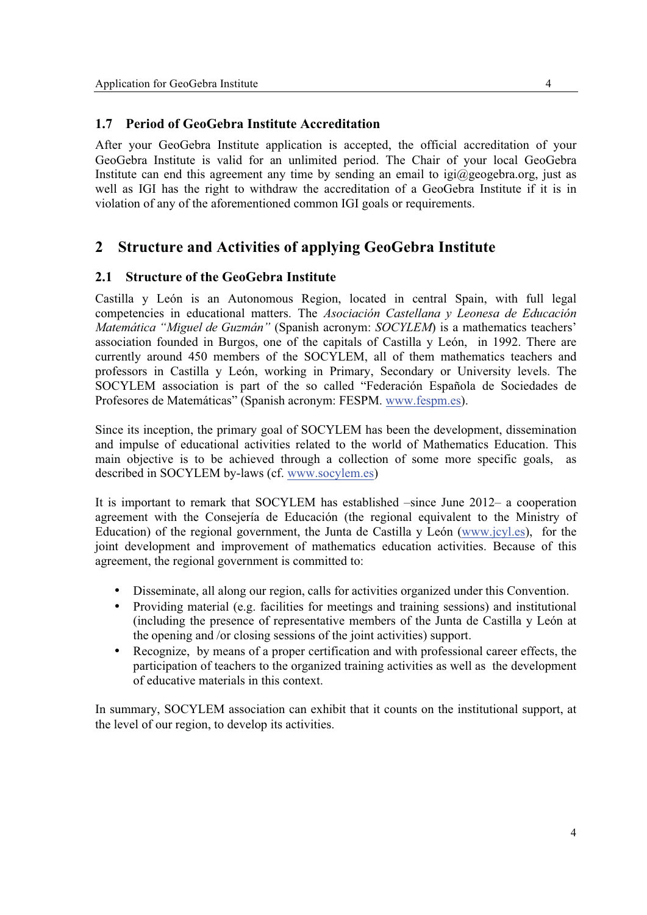### 1.7 Period of GeoGebra Institute Accreditation

After your GeoGebra Institute application is accepted, the official accreditation of your GeoGebra Institute is valid for an unlimited period. The Chair of your local GeoGebra Institute can end this agreement any time by sending an email to igi@geogebra.org, just as well as IGI has the right to withdraw the accreditation of a GeoGebra Institute if it is in violation of any of the aforementioned common IGI goals or requirements.

## 2 Structure and Activities of applying GeoGebra Institute

### 2.1 Structure of the GeoGebra Institute

Castilla y León is an Autonomous Region, located in central Spain, with full legal competencies in educational matters. The *Asociación Castellana y Leonesa de Educación Matemática "Miguel de Guzmán"* (Spanish acronym: *SOCYLEM*) is a mathematics teachers' association founded in Burgos, one of the capitals of Castilla y León, in 1992. There are currently around 450 members of the SOCYLEM, all of them mathematics teachers and professors in Castilla y León, working in Primary, Secondary or University levels. The SOCYLEM association is part of the so called "Federación Española de Sociedades de Profesores de Matemáticas" (Spanish acronym: FESPM. www.fespm.es).

Since its inception, the primary goal of SOCYLEM has been the development, dissemination and impulse of educational activities related to the world of Mathematics Education. This main objective is to be achieved through a collection of some more specific goals, as described in SOCYLEM by-laws (cf. www.socylem.es)

It is important to remark that SOCYLEM has established –since June 2012– a cooperation agreement with the Consejería de Educación (the regional equivalent to the Ministry of Education) of the regional government, the Junta de Castilla y León (www.jcyl.es), for the joint development and improvement of mathematics education activities. Because of this agreement, the regional government is committed to:

- Disseminate, all along our region, calls for activities organized under this Convention.
- Providing material (e.g. facilities for meetings and training sessions) and institutional (including the presence of representative members of the Junta de Castilla y León at the opening and /or closing sessions of the joint activities) support.
- Recognize, by means of a proper certification and with professional career effects, the participation of teachers to the organized training activities as well as the development of educative materials in this context.

In summary, SOCYLEM association can exhibit that it counts on the institutional support, at the level of our region, to develop its activities.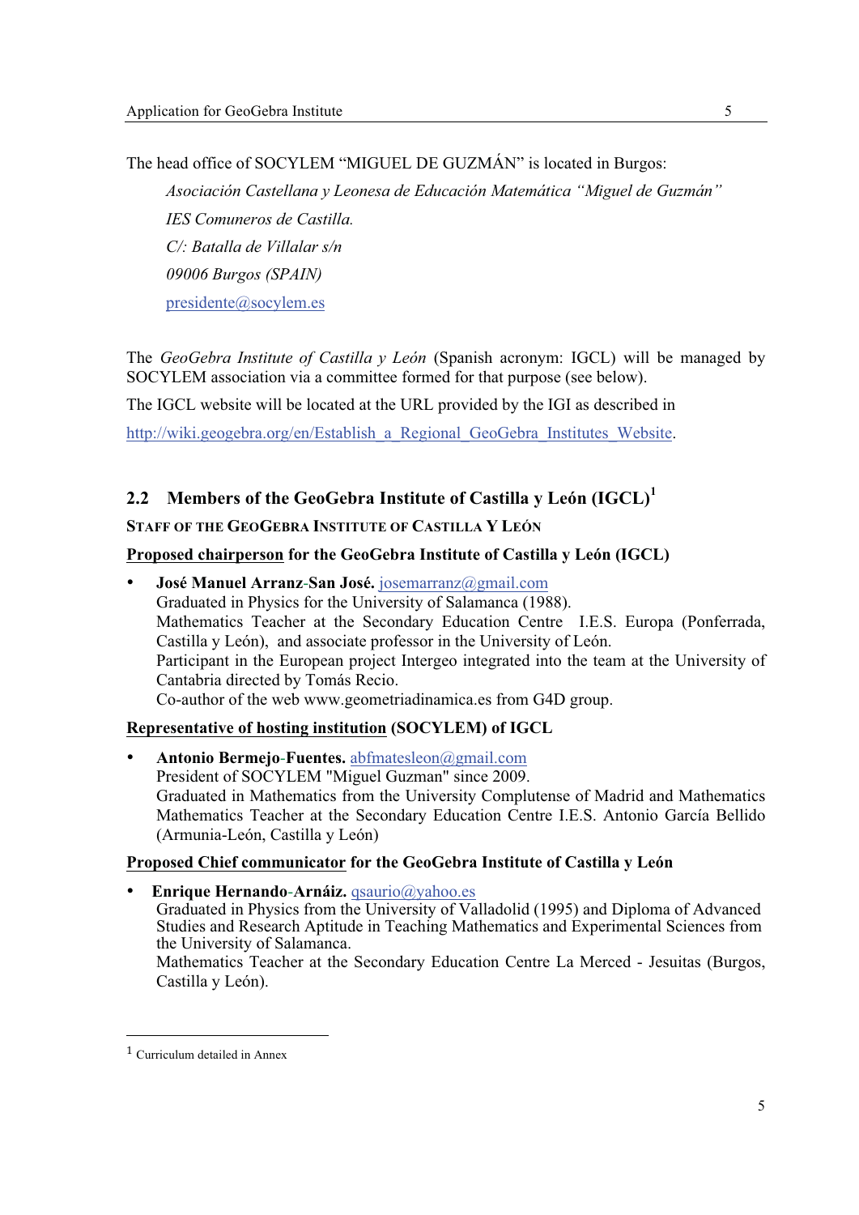The head office of SOCYLEM "MIGUEL DE GUZMÁN" is located in Burgos:

*Asociación Castellana y Leonesa de Educación Matemática "Miguel de Guzmán"*
*IES Comuneros de Castilla.*
*C/: Batalla de Villalar s/n*
*09006 Burgos (SPAIN)*
presidente@socylem.es

The *GeoGebra Institute of Castilla y León* (Spanish acronym: IGCL) will be managed by SOCYLEM association via a committee formed for that purpose (see below).

The IGCL website will be located at the URL provided by the IGI as described in

http://wiki.geogebra.org/en/Establish_a_Regional_GeoGebra_Institutes_Website.

## 2.2 Members of the GeoGebra Institute of Castilla y León (IGCL)[1]

**STAFF OF THE GEOGEBRA INSTITUTE OF CASTILLA Y LEÓN**

**Proposed chairperson for the GeoGebra Institute of Castilla y León (IGCL)**

- **José Manuel Arranz-San José.** josemarranz@gmail.com
  Graduated in Physics for the University of Salamanca (1988).
  Mathematics Teacher at the Secondary Education Centre I.E.S. Europa (Ponferrada, Castilla y León), and associate professor in the University of León.
  Participant in the European project Intergeo integrated into the team at the University of Cantabria directed by Tomás Recio.
  Co-author of the web www.geometriadinamica.es from G4D group.

**Representative of hosting institution (SOCYLEM) of IGCL**

- **Antonio Bermejo-Fuentes.** abfmatesleon@gmail.com
  President of SOCYLEM "Miguel Guzman" since 2009.
  Graduated in Mathematics from the University Complutense of Madrid and Mathematics Mathematics Teacher at the Secondary Education Centre I.E.S. Antonio García Bellido (Armunia-León, Castilla y León)

**Proposed Chief communicator for the GeoGebra Institute of Castilla y León**

- **Enrique Hernando-Arnáiz.** qsaurio@yahoo.es
  Graduated in Physics from the University of Valladolid (1995) and Diploma of Advanced Studies and Research Aptitude in Teaching Mathematics and Experimental Sciences from the University of Salamanca.
  Mathematics Teacher at the Secondary Education Centre La Merced - Jesuitas (Burgos, Castilla y León).

[1] Curriculum detailed in Annex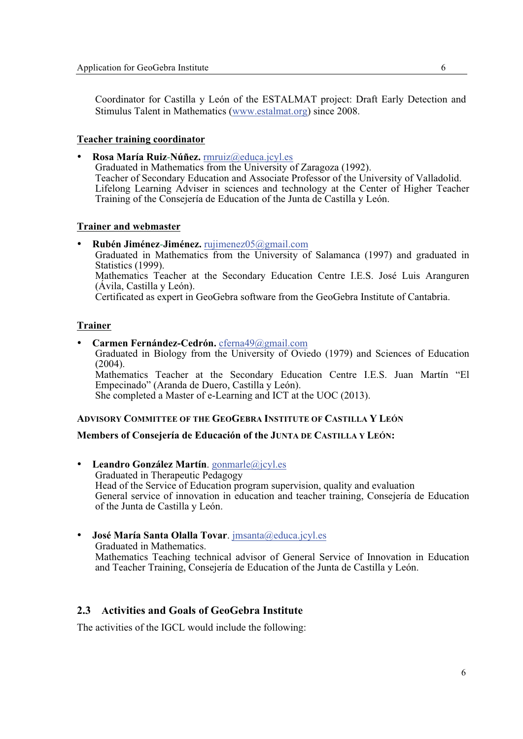Coordinator for Castilla y León of the ESTALMAT project: Draft Early Detection and Stimulus Talent in Mathematics (www.estalmat.org) since 2008.

**Teacher training coordinator**

- **Rosa María Ruiz-Núñez.** rmruiz@educa.jcyl.es
  Graduated in Mathematics from the University of Zaragoza (1992).
  Teacher of Secondary Education and Associate Professor of the University of Valladolid.
  Lifelong Learning Adviser in sciences and technology at the Center of Higher Teacher Training of the Consejería de Education of the Junta de Castilla y León.

**Trainer and webmaster**

- **Rubén Jiménez-Jiménez.** rujimenez05@gmail.com
  Graduated in Mathematics from the University of Salamanca (1997) and graduated in Statistics (1999).
  Mathematics Teacher at the Secondary Education Centre I.E.S. José Luis Aranguren (Ávila, Castilla y León).
  Certificated as expert in GeoGebra software from the GeoGebra Institute of Cantabria.

**Trainer**

- **Carmen Fernández-Cedrón.** cferna49@gmail.com
  Graduated in Biology from the University of Oviedo (1979) and Sciences of Education (2004).
  Mathematics Teacher at the Secondary Education Centre I.E.S. Juan Martín "El Empecinado" (Aranda de Duero, Castilla y León).
  She completed a Master of e-Learning and ICT at the UOC (2013).

**ADVISORY COMMITTEE OF THE GEOGEBRA INSTITUTE OF CASTILLA Y LEÓN**

**Members of Consejería de Educación of the JUNTA DE CASTILLA Y LEÓN:**

- **Leandro González Martín**. gonmarle@jcyl.es
  Graduated in Therapeutic Pedagogy
  Head of the Service of Education program supervision, quality and evaluation
  General service of innovation in education and teacher training, Consejería de Education of the Junta de Castilla y León.

- **José María Santa Olalla Tovar**. jmsanta@educa.jcyl.es
  Graduated in Mathematics.
  Mathematics Teaching technical advisor of General Service of Innovation in Education and Teacher Training, Consejería de Education of the Junta de Castilla y León.

## 2.3 Activities and Goals of GeoGebra Institute

The activities of the IGCL would include the following: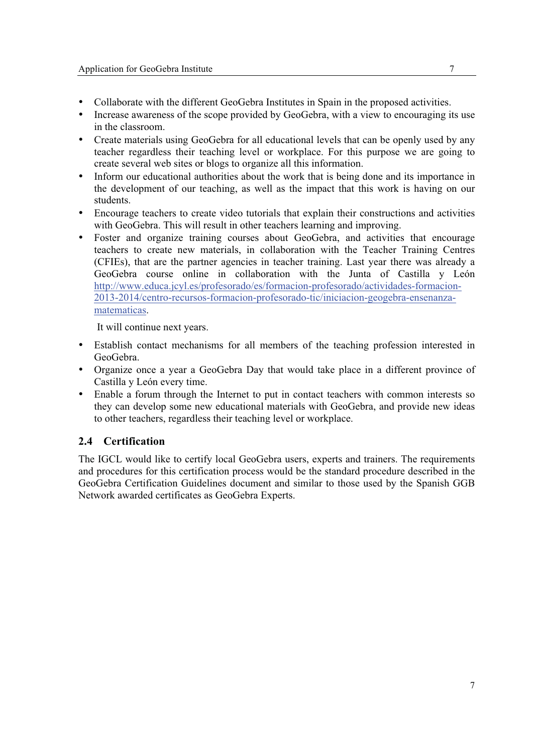- Collaborate with the different GeoGebra Institutes in Spain in the proposed activities.
- Increase awareness of the scope provided by GeoGebra, with a view to encouraging its use in the classroom.
- Create materials using GeoGebra for all educational levels that can be openly used by any teacher regardless their teaching level or workplace. For this purpose we are going to create several web sites or blogs to organize all this information.
- Inform our educational authorities about the work that is being done and its importance in the development of our teaching, as well as the impact that this work is having on our students.
- Encourage teachers to create video tutorials that explain their constructions and activities with GeoGebra. This will result in other teachers learning and improving.
- Foster and organize training courses about GeoGebra, and activities that encourage teachers to create new materials, in collaboration with the Teacher Training Centres (CFIEs), that are the partner agencies in teacher training. Last year there was already a GeoGebra course online in collaboration with the Junta of Castilla y León [http://www.educa.jcyl.es/profesorado/es/formacion-profesorado/actividades-formacion-2013-2014/centro-recursos-formacion-profesorado-tic/iniciacion-geogebra-ensenanza-matematicas](http://www.educa.jcyl.es/profesorado/es/formacion-profesorado/actividades-formacion-2013-2014/centro-recursos-formacion-profesorado-tic/iniciacion-geogebra-ensenanza-matematicas).

  It will continue next years.
- Establish contact mechanisms for all members of the teaching profession interested in GeoGebra.
- Organize once a year a GeoGebra Day that would take place in a different province of Castilla y León every time.
- Enable a forum through the Internet to put in contact teachers with common interests so they can develop some new educational materials with GeoGebra, and provide new ideas to other teachers, regardless their teaching level or workplace.

## 2.4 Certification

The IGCL would like to certify local GeoGebra users, experts and trainers. The requirements and procedures for this certification process would be the standard procedure described in the GeoGebra Certification Guidelines document and similar to those used by the Spanish GGB Network awarded certificates as GeoGebra Experts.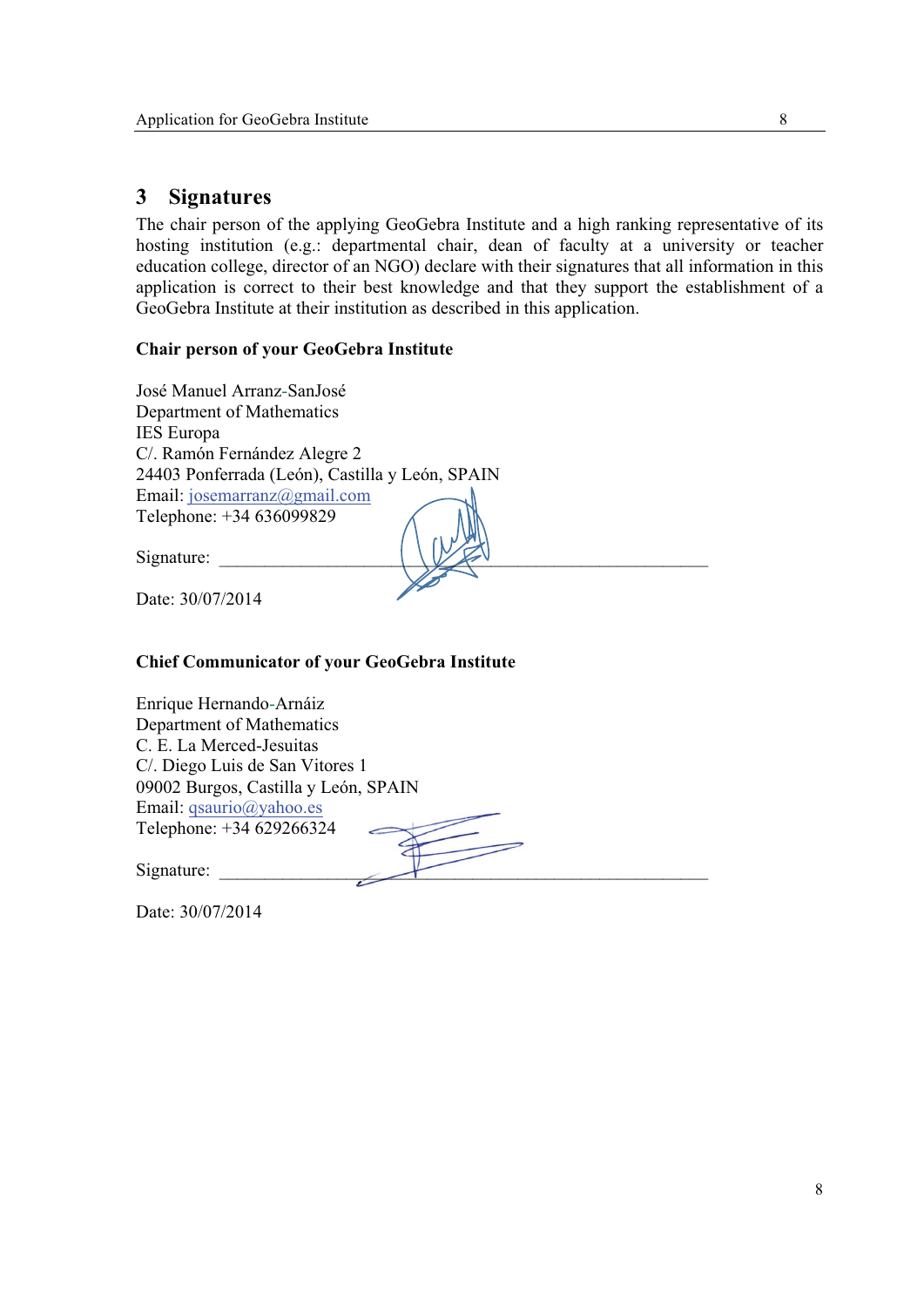# 3 Signatures

The chair person of the applying GeoGebra Institute and a high ranking representative of its hosting institution (e.g.: departmental chair, dean of faculty at a university or teacher education college, director of an NGO) declare with their signatures that all information in this application is correct to their best knowledge and that they support the establishment of a GeoGebra Institute at their institution as described in this application.

**Chair person of your GeoGebra Institute**

José Manuel Arranz-SanJosé
Department of Mathematics
IES Europa
C/. Ramón Fernández Alegre 2
24403 Ponferrada (León), Castilla y León, SPAIN
Email: josemarranz@gmail.com
Telephone: +34 636099829

Signature: ______________________________________________

Date: 30/07/2014

**Chief Communicator of your GeoGebra Institute**

Enrique Hernando-Arnáiz
Department of Mathematics
C. E. La Merced-Jesuitas
C/. Diego Luis de San Vitores 1
09002 Burgos, Castilla y León, SPAIN
Email: qsaurio@yahoo.es
Telephone: +34 629266324

Signature: ______________________________________________

Date: 30/07/2014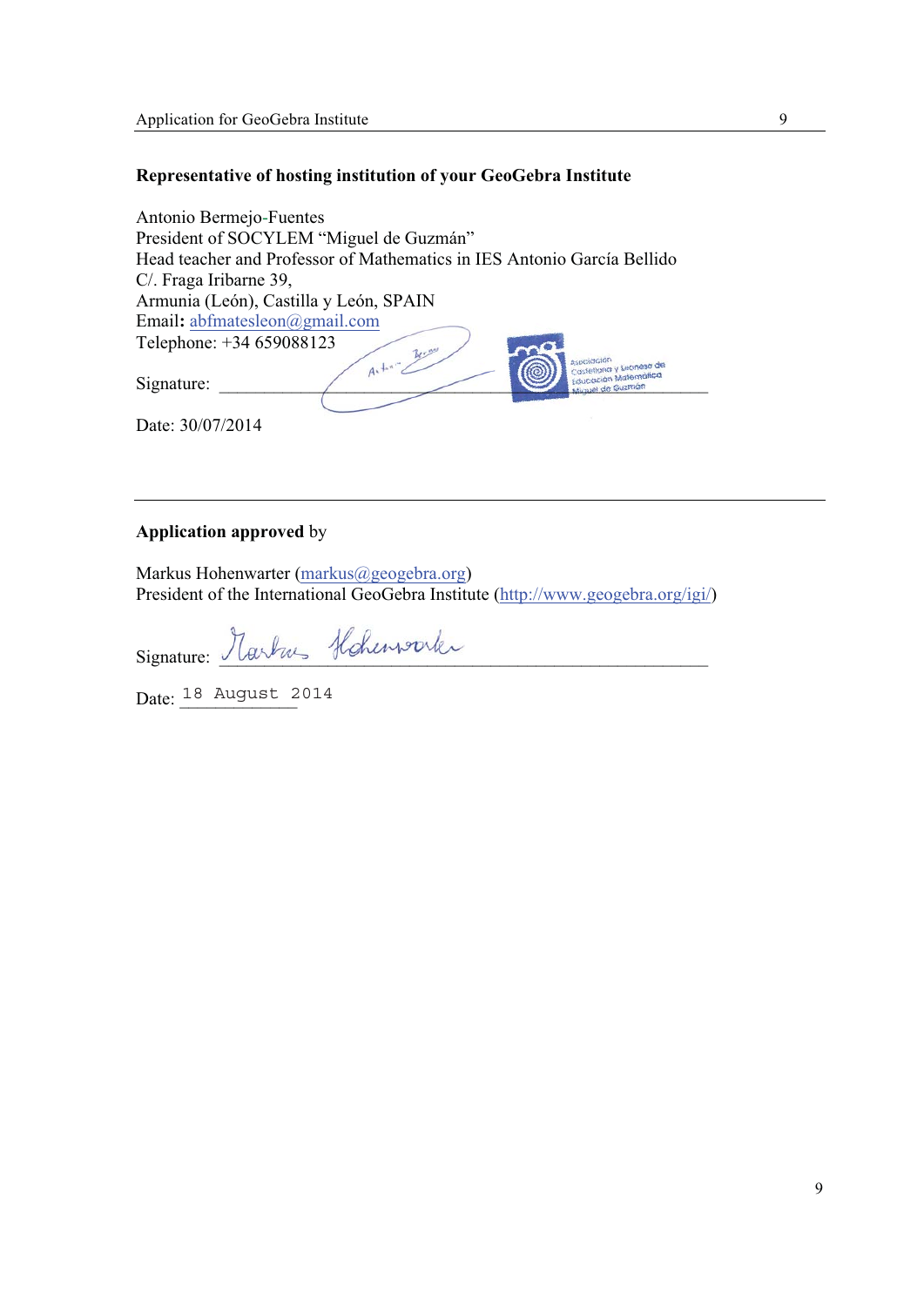**Representative of hosting institution of your GeoGebra Institute**

Antonio Bermejo-Fuentes
President of SOCYLEM "Miguel de Guzmán"
Head teacher and Professor of Mathematics in IES Antonio García Bellido
C/. Fraga Iribarne 39,
Armunia (León), Castilla y León, SPAIN
Email**:** abfmatesleon@gmail.com
Telephone: +34 659088123

Signature: ______________________________________

Date: 30/07/2014

---

**Application approved** by

Markus Hohenwarter (markus@geogebra.org)
President of the International GeoGebra Institute (http://www.geogebra.org/igi/)

Signature: ______________________________________

Date: 18 August 2014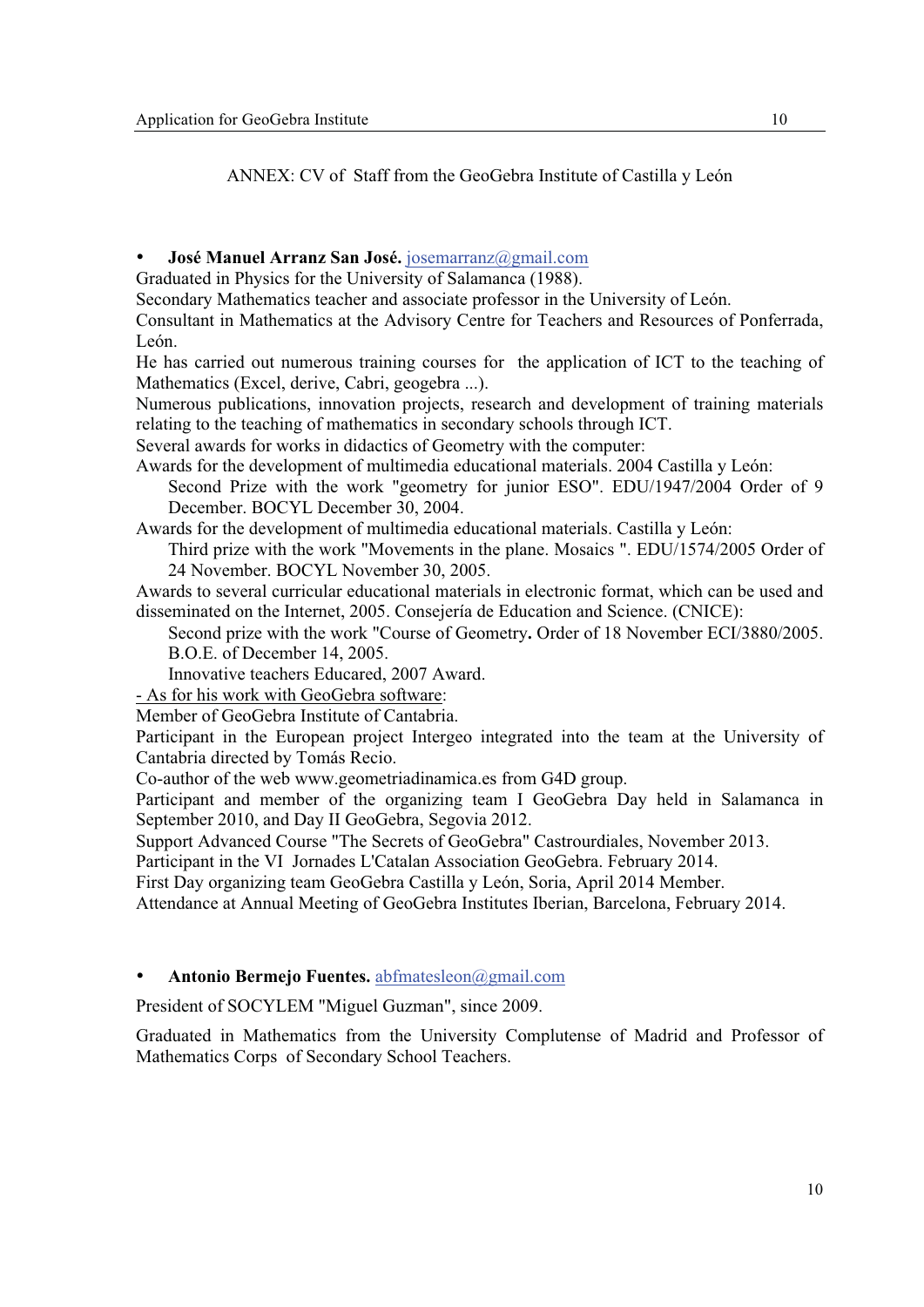ANNEX: CV of Staff from the GeoGebra Institute of Castilla y León

- **José Manuel Arranz San José.** josemarranz@gmail.com

Graduated in Physics for the University of Salamanca (1988).

Secondary Mathematics teacher and associate professor in the University of León.

Consultant in Mathematics at the Advisory Centre for Teachers and Resources of Ponferrada, León.

He has carried out numerous training courses for the application of ICT to the teaching of Mathematics (Excel, derive, Cabri, geogebra ...).

Numerous publications, innovation projects, research and development of training materials relating to the teaching of mathematics in secondary schools through ICT.

Several awards for works in didactics of Geometry with the computer:

Awards for the development of multimedia educational materials. 2004 Castilla y León:

> Second Prize with the work "geometry for junior ESO". EDU/1947/2004 Order of 9 December. BOCYL December 30, 2004.

Awards for the development of multimedia educational materials. Castilla y León:

> Third prize with the work "Movements in the plane. Mosaics ". EDU/1574/2005 Order of 24 November. BOCYL November 30, 2005.

Awards to several curricular educational materials in electronic format, which can be used and disseminated on the Internet, 2005. Consejería de Education and Science. (CNICE):

> Second prize with the work "Course of Geometry**.** Order of 18 November ECI/3880/2005. B.O.E. of December 14, 2005.
>
> Innovative teachers Educared, 2007 Award.

<u>- As for his work with GeoGebra software</u>:

Member of GeoGebra Institute of Cantabria.

Participant in the European project Intergeo integrated into the team at the University of Cantabria directed by Tomás Recio.

Co-author of the web www.geometriadinamica.es from G4D group.

Participant and member of the organizing team I GeoGebra Day held in Salamanca in September 2010, and Day II GeoGebra, Segovia 2012.

Support Advanced Course "The Secrets of GeoGebra" Castrourdiales, November 2013.

Participant in the VI Jornades L'Catalan Association GeoGebra. February 2014.

First Day organizing team GeoGebra Castilla y León, Soria, April 2014 Member.

Attendance at Annual Meeting of GeoGebra Institutes Iberian, Barcelona, February 2014.

- **Antonio Bermejo Fuentes.** abfmatesleon@gmail.com

President of SOCYLEM "Miguel Guzman", since 2009.

Graduated in Mathematics from the University Complutense of Madrid and Professor of Mathematics Corps of Secondary School Teachers.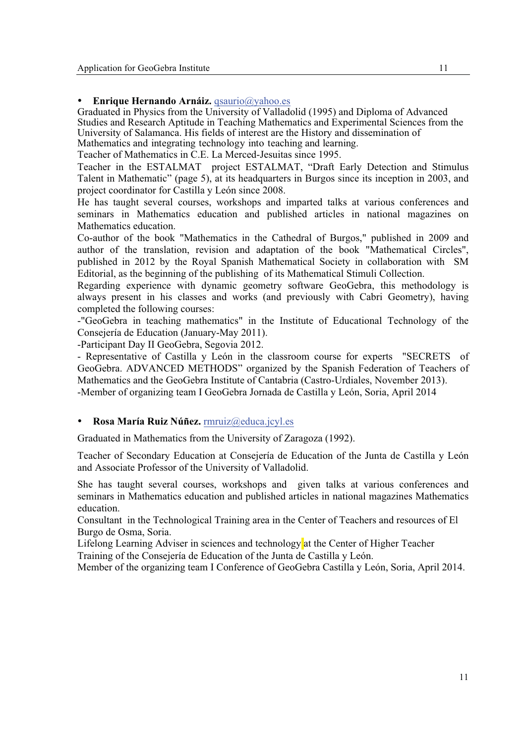- **Enrique Hernando Arnáiz.** qsaurio@yahoo.es

Graduated in Physics from the University of Valladolid (1995) and Diploma of Advanced Studies and Research Aptitude in Teaching Mathematics and Experimental Sciences from the University of Salamanca. His fields of interest are the History and dissemination of Mathematics and integrating technology into teaching and learning.

Teacher of Mathematics in C.E. La Merced-Jesuitas since 1995.

Teacher in the ESTALMAT project ESTALMAT, "Draft Early Detection and Stimulus Talent in Mathematic" (page 5), at its headquarters in Burgos since its inception in 2003, and project coordinator for Castilla y León since 2008.

He has taught several courses, workshops and imparted talks at various conferences and seminars in Mathematics education and published articles in national magazines on Mathematics education.

Co-author of the book "Mathematics in the Cathedral of Burgos," published in 2009 and author of the translation, revision and adaptation of the book "Mathematical Circles", published in 2012 by the Royal Spanish Mathematical Society in collaboration with SM Editorial, as the beginning of the publishing of its Mathematical Stimuli Collection.

Regarding experience with dynamic geometry software GeoGebra, this methodology is always present in his classes and works (and previously with Cabri Geometry), having completed the following courses:

-"GeoGebra in teaching mathematics" in the Institute of Educational Technology of the Consejería de Education (January-May 2011).

-Participant Day II GeoGebra, Segovia 2012.

- Representative of Castilla y León in the classroom course for experts "SECRETS of GeoGebra. ADVANCED METHODS" organized by the Spanish Federation of Teachers of Mathematics and the GeoGebra Institute of Cantabria (Castro-Urdiales, November 2013).

-Member of organizing team I GeoGebra Jornada de Castilla y León, Soria, April 2014

- **Rosa María Ruiz Núñez.** rmruiz@educa.jcyl.es

Graduated in Mathematics from the University of Zaragoza (1992).

Teacher of Secondary Education at Consejería de Education of the Junta de Castilla y León and Associate Professor of the University of Valladolid.

She has taught several courses, workshops and given talks at various conferences and seminars in Mathematics education and published articles in national magazines Mathematics education.

Consultant in the Technological Training area in the Center of Teachers and resources of El Burgo de Osma, Soria.

Lifelong Learning Adviser in sciences and technology at the Center of Higher Teacher Training of the Consejería de Education of the Junta de Castilla y León.

Member of the organizing team I Conference of GeoGebra Castilla y León, Soria, April 2014.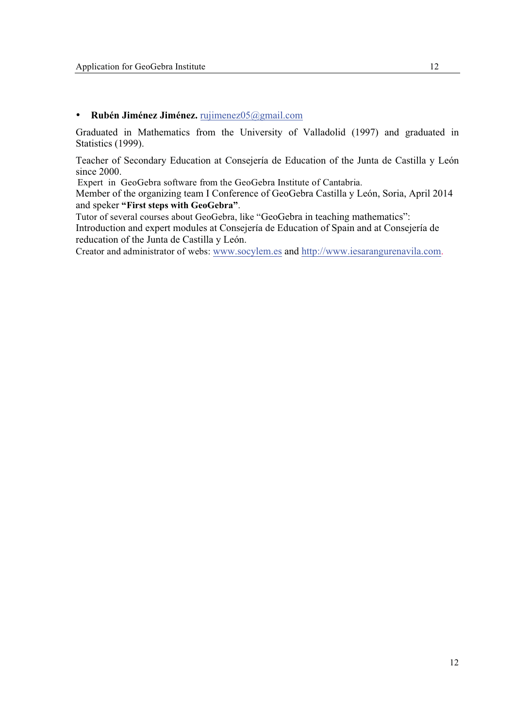- **Rubén Jiménez Jiménez.** rujimenez05@gmail.com

Graduated in Mathematics from the University of Valladolid (1997) and graduated in Statistics (1999).

Teacher of Secondary Education at Consejería de Education of the Junta de Castilla y León since 2000.
Expert in GeoGebra software from the GeoGebra Institute of Cantabria.
Member of the organizing team I Conference of GeoGebra Castilla y León, Soria, April 2014 and speker **"First steps with GeoGebra"**.
Tutor of several courses about GeoGebra, like "GeoGebra in teaching mathematics":
Introduction and expert modules at Consejería de Education of Spain and at Consejería de reducation of the Junta de Castilla y León.
Creator and administrator of webs: www.socylem.es and http://www.iesarangurenavila.com.